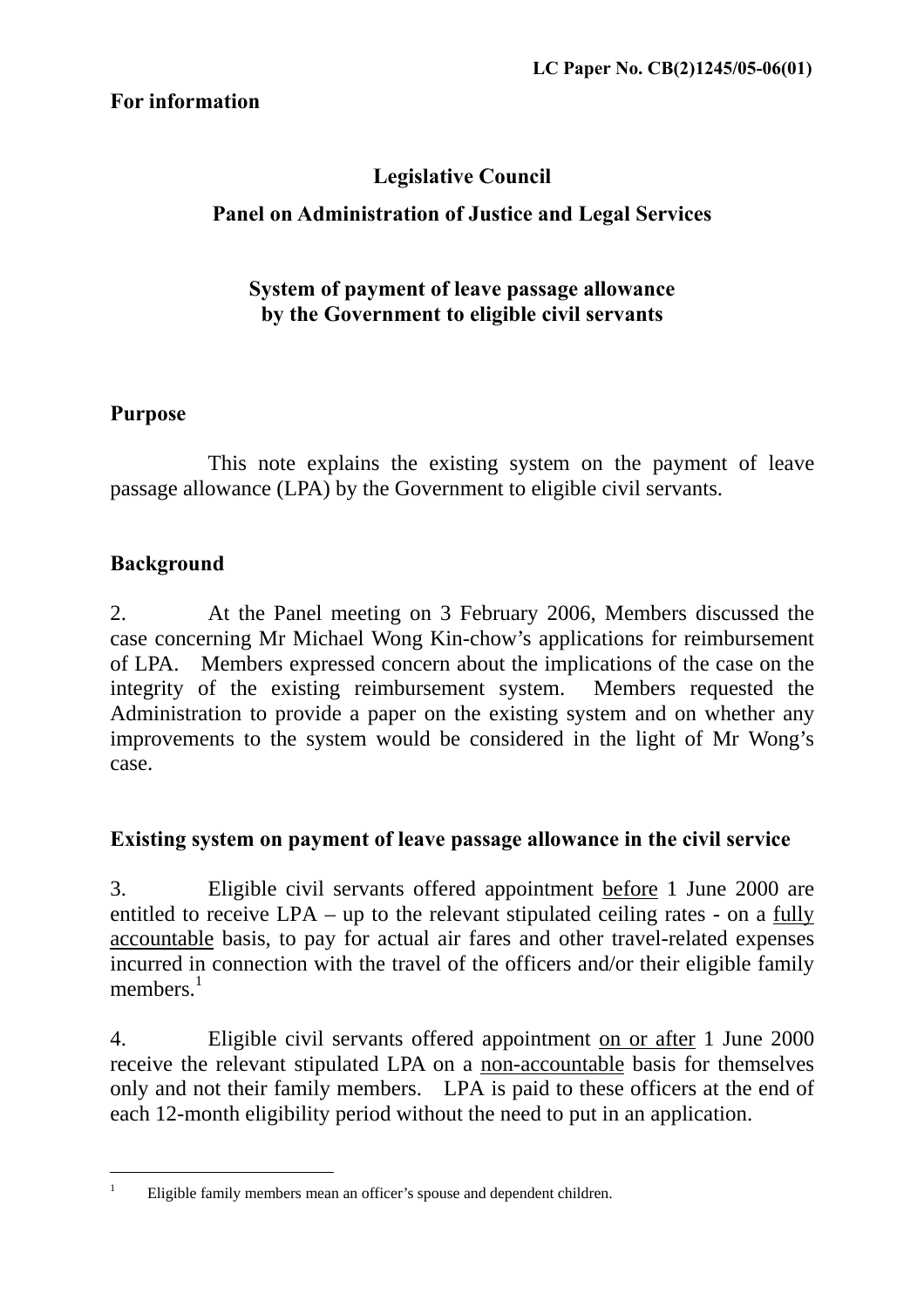LC Paper No. CB(2)1245/05-06(01)

**For information**

# Legislative Council

## Panel on Administration of Justice and Legal Services

## System of payment of leave passage allowance by the Government to eligible civil servants

### Purpose

This note explains the existing system on the payment of leave passage allowance (LPA) by the Government to eligible civil servants.

### Background

2. At the Panel meeting on 3 February 2006, Members discussed the case concerning Mr Michael Wong Kin-chow's applications for reimbursement of LPA. Members expressed concern about the implications of the case on the integrity of the existing reimbursement system. Members requested the Administration to provide a paper on the existing system and on whether any improvements to the system would be considered in the light of Mr Wong's case.

### Existing system on payment of leave passage allowance in the civil service

3. Eligible civil servants offered appointment <u>before</u> 1 June 2000 are entitled to receive LPA – up to the relevant stipulated ceiling rates - on a <u>fully accountable</u> basis, to pay for actual air fares and other travel-related expenses incurred in connection with the travel of the officers and/or their eligible family members.[1]

4. Eligible civil servants offered appointment <u>on or after</u> 1 June 2000 receive the relevant stipulated LPA on a <u>non-accountable</u> basis for themselves only and not their family members. LPA is paid to these officers at the end of each 12-month eligibility period without the need to put in an application.

---

[1] Eligible family members mean an officer's spouse and dependent children.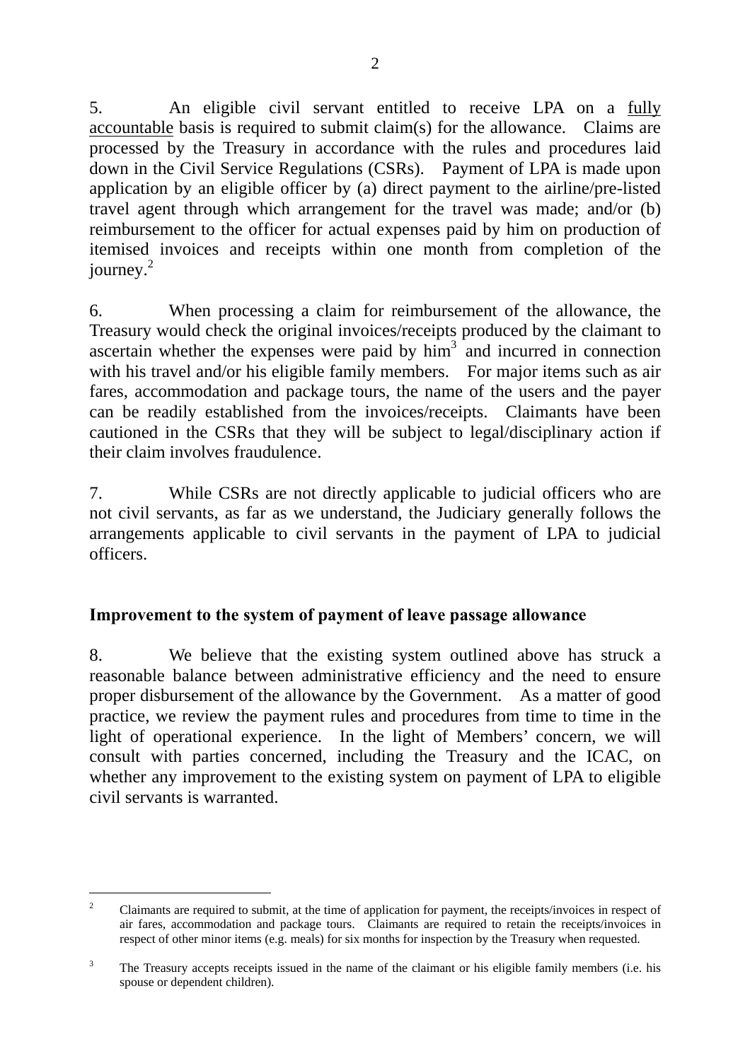5. An eligible civil servant entitled to receive LPA on a fully accountable basis is required to submit claim(s) for the allowance. Claims are processed by the Treasury in accordance with the rules and procedures laid down in the Civil Service Regulations (CSRs). Payment of LPA is made upon application by an eligible officer by (a) direct payment to the airline/pre-listed travel agent through which arrangement for the travel was made; and/or (b) reimbursement to the officer for actual expenses paid by him on production of itemised invoices and receipts within one month from completion of the journey.[2]

6. When processing a claim for reimbursement of the allowance, the Treasury would check the original invoices/receipts produced by the claimant to ascertain whether the expenses were paid by him[3] and incurred in connection with his travel and/or his eligible family members. For major items such as air fares, accommodation and package tours, the name of the users and the payer can be readily established from the invoices/receipts. Claimants have been cautioned in the CSRs that they will be subject to legal/disciplinary action if their claim involves fraudulence.

7. While CSRs are not directly applicable to judicial officers who are not civil servants, as far as we understand, the Judiciary generally follows the arrangements applicable to civil servants in the payment of LPA to judicial officers.

**Improvement to the system of payment of leave passage allowance**

8. We believe that the existing system outlined above has struck a reasonable balance between administrative efficiency and the need to ensure proper disbursement of the allowance by the Government. As a matter of good practice, we review the payment rules and procedures from time to time in the light of operational experience. In the light of Members' concern, we will consult with parties concerned, including the Treasury and the ICAC, on whether any improvement to the existing system on payment of LPA to eligible civil servants is warranted.

---

[2] Claimants are required to submit, at the time of application for payment, the receipts/invoices in respect of air fares, accommodation and package tours. Claimants are required to retain the receipts/invoices in respect of other minor items (e.g. meals) for six months for inspection by the Treasury when requested.

[3] The Treasury accepts receipts issued in the name of the claimant or his eligible family members (i.e. his spouse or dependent children).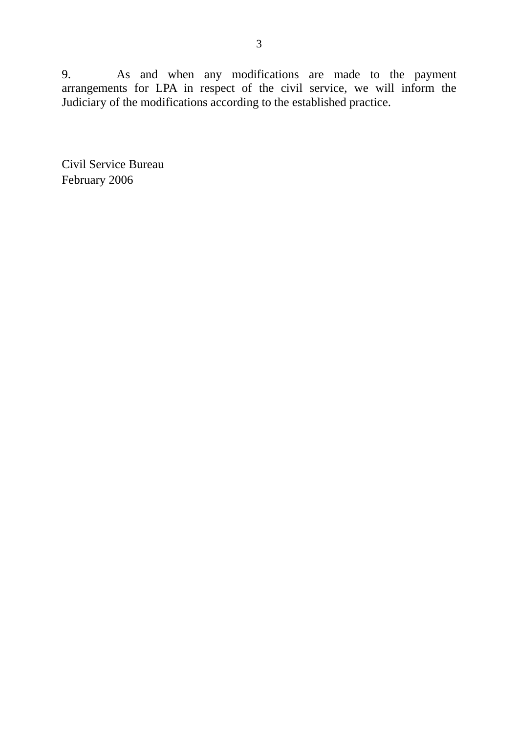9. As and when any modifications are made to the payment arrangements for LPA in respect of the civil service, we will inform the Judiciary of the modifications according to the established practice.

Civil Service Bureau
February 2006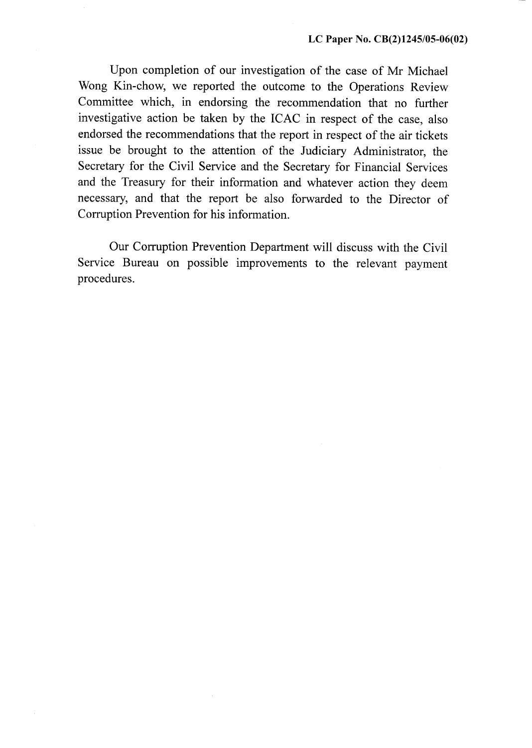**LC Paper No. CB(2)1245/05-06(02)**

Upon completion of our investigation of the case of Mr Michael Wong Kin-chow, we reported the outcome to the Operations Review Committee which, in endorsing the recommendation that no further investigative action be taken by the ICAC in respect of the case, also endorsed the recommendations that the report in respect of the air tickets issue be brought to the attention of the Judiciary Administrator, the Secretary for the Civil Service and the Secretary for Financial Services and the Treasury for their information and whatever action they deem necessary, and that the report be also forwarded to the Director of Corruption Prevention for his information.

Our Corruption Prevention Department will discuss with the Civil Service Bureau on possible improvements to the relevant payment procedures.